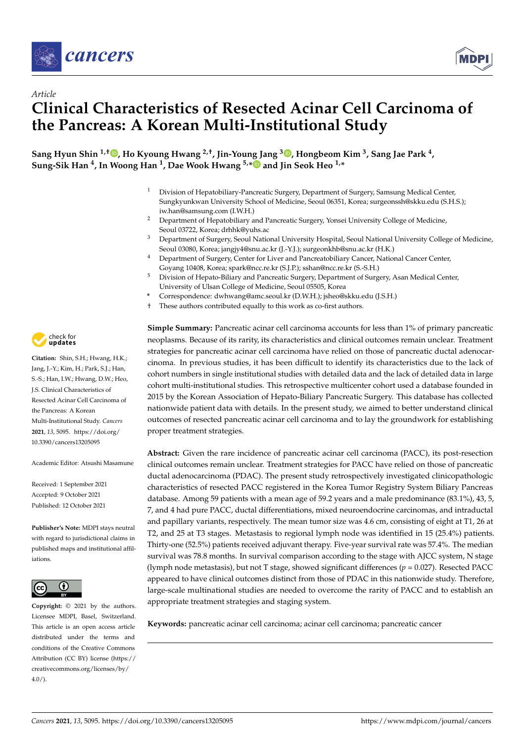*Article*

# Clinical Characteristics of Resected Acinar Cell Carcinoma of the Pancreas: A Korean Multi-Institutional Study

**Sang Hyun Shin [1,†], Ho Kyoung Hwang [2,†], Jin-Young Jang [3], Hongbeom Kim [3], Sang Jae Park [4], Sung-Sik Han [4], In Woong Han [1], Dae Wook Hwang [5,*] and Jin Seok Heo [1,*]**

[1] Division of Hepatobiliary-Pancreatic Surgery, Department of Surgery, Samsung Medical Center, Sungkyunkwan University School of Medicine, Seoul 06351, Korea; surgeonssh@skku.edu (S.H.S.); iw.han@samsung.com (I.W.H.)

[2] Department of Hepatobiliary and Pancreatic Surgery, Yonsei University College of Medicine, Seoul 03722, Korea; drhhk@yuhs.ac

[3] Department of Surgery, Seoul National University Hospital, Seoul National University College of Medicine, Seoul 03080, Korea; jangjy4@snu.ac.kr (J.-Y.J.); surgeonkhb@snu.ac.kr (H.K.)

[4] Department of Surgery, Center for Liver and Pancreatobiliary Cancer, National Cancer Center, Goyang 10408, Korea; spark@ncc.re.kr (S.J.P.); sshan@ncc.re.kr (S.-S.H.)

[5] Division of Hepato-Biliary and Pancreatic Surgery, Department of Surgery, Asan Medical Center, University of Ulsan College of Medicine, Seoul 05505, Korea

\* Correspondence: dwhwang@amc.seoul.kr (D.W.H.); jsheo@skku.edu (J.S.H.)

† These authors contributed equally to this work as co-first authors.

**Citation:** Shin, S.H.; Hwang, H.K.; Jang, J.-Y.; Kim, H.; Park, S.J.; Han, S.-S.; Han, I.W.; Hwang, D.W.; Heo, J.S. Clinical Characteristics of Resected Acinar Cell Carcinoma of the Pancreas: A Korean Multi-Institutional Study. *Cancers* **2021**, *13*, 5095. https://doi.org/10.3390/cancers13205095

Academic Editor: Atsushi Masamune

Received: 1 September 2021
Accepted: 9 October 2021
Published: 12 October 2021

**Publisher's Note:** MDPI stays neutral with regard to jurisdictional claims in published maps and institutional affiliations.

**Copyright:** © 2021 by the authors. Licensee MDPI, Basel, Switzerland. This article is an open access article distributed under the terms and conditions of the Creative Commons Attribution (CC BY) license (https://creativecommons.org/licenses/by/4.0/).

**Simple Summary:** Pancreatic acinar cell carcinoma accounts for less than 1% of primary pancreatic neoplasms. Because of its rarity, its characteristics and clinical outcomes remain unclear. Treatment strategies for pancreatic acinar cell carcinoma have relied on those of pancreatic ductal adenocarcinoma. In previous studies, it has been difficult to identify its characteristics due to the lack of cohort numbers in single institutional studies with detailed data and the lack of detailed data in large cohort multi-institutional studies. This retrospective multicenter cohort used a database founded in 2015 by the Korean Association of Hepato-Biliary Pancreatic Surgery. This database has collected nationwide patient data with details. In the present study, we aimed to better understand clinical outcomes of resected pancreatic acinar cell carcinoma and to lay the groundwork for establishing proper treatment strategies.

**Abstract:** Given the rare incidence of pancreatic acinar cell carcinoma (PACC), its post-resection clinical outcomes remain unclear. Treatment strategies for PACC have relied on those of pancreatic ductal adenocarcinoma (PDAC). The present study retrospectively investigated clinicopathologic characteristics of resected PACC registered in the Korea Tumor Registry System Biliary Pancreas database. Among 59 patients with a mean age of 59.2 years and a male predominance (83.1%), 43, 5, 7, and 4 had pure PACC, ductal differentiations, mixed neuroendocrine carcinomas, and intraductal and papillary variants, respectively. The mean tumor size was 4.6 cm, consisting of eight at T1, 26 at T2, and 25 at T3 stages. Metastasis to regional lymph node was identified in 15 (25.4%) patients. Thirty-one (52.5%) patients received adjuvant therapy. Five-year survival rate was 57.4%. The median survival was 78.8 months. In survival comparison according to the stage with AJCC system, N stage (lymph node metastasis), but not T stage, showed significant differences ($p = 0.027$). Resected PACC appeared to have clinical outcomes distinct from those of PDAC in this nationwide study. Therefore, large-scale multinational studies are needed to overcome the rarity of PACC and to establish an appropriate treatment strategies and staging system.

**Keywords:** pancreatic acinar cell carcinoma; acinar cell carcinoma; pancreatic cancer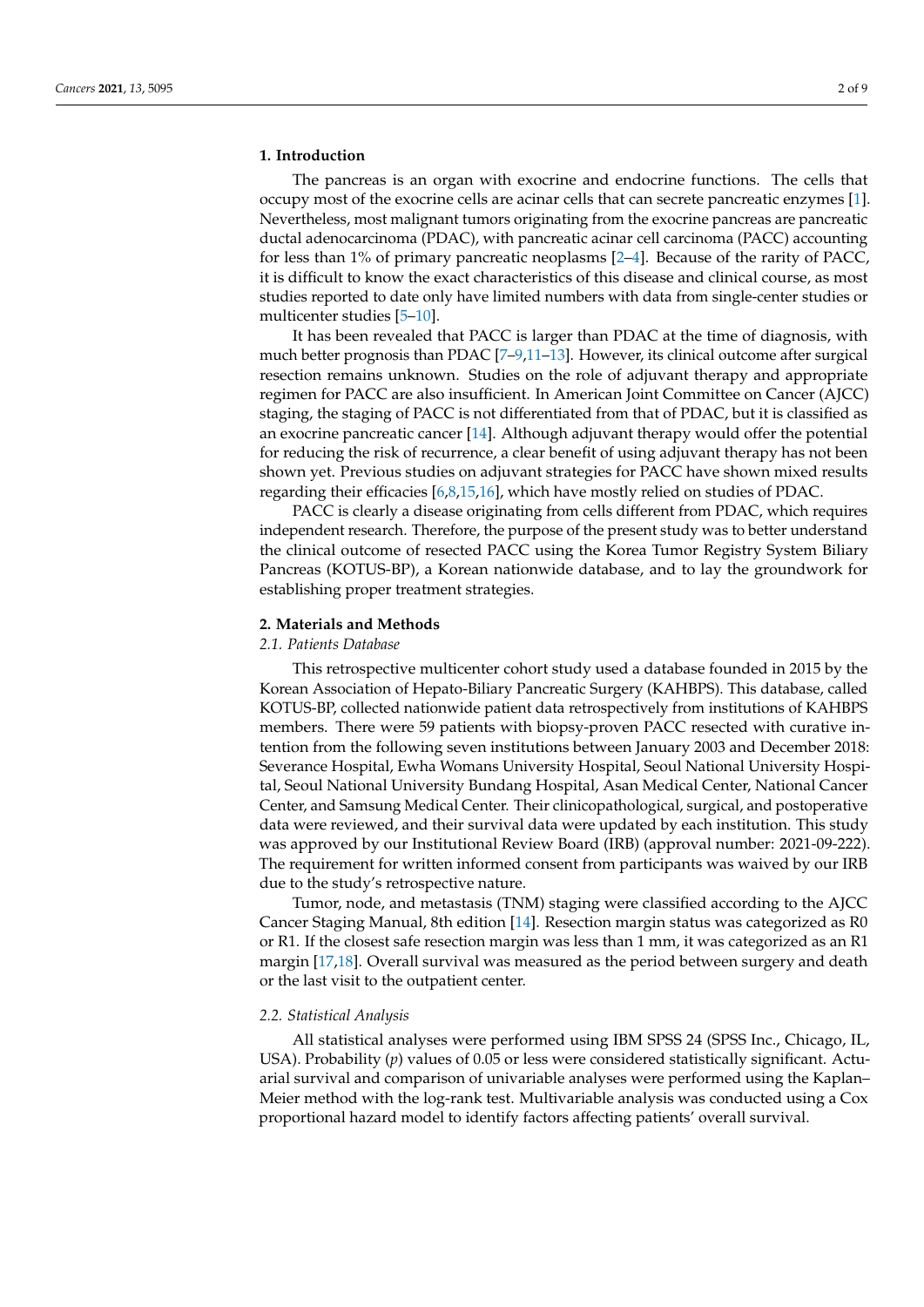## 1. Introduction

The pancreas is an organ with exocrine and endocrine functions. The cells that occupy most of the exocrine cells are acinar cells that can secrete pancreatic enzymes [1]. Nevertheless, most malignant tumors originating from the exocrine pancreas are pancreatic ductal adenocarcinoma (PDAC), with pancreatic acinar cell carcinoma (PACC) accounting for less than 1% of primary pancreatic neoplasms [2–4]. Because of the rarity of PACC, it is difficult to know the exact characteristics of this disease and clinical course, as most studies reported to date only have limited numbers with data from single-center studies or multicenter studies [5–10].

It has been revealed that PACC is larger than PDAC at the time of diagnosis, with much better prognosis than PDAC [7–9,11–13]. However, its clinical outcome after surgical resection remains unknown. Studies on the role of adjuvant therapy and appropriate regimen for PACC are also insufficient. In American Joint Committee on Cancer (AJCC) staging, the staging of PACC is not differentiated from that of PDAC, but it is classified as an exocrine pancreatic cancer [14]. Although adjuvant therapy would offer the potential for reducing the risk of recurrence, a clear benefit of using adjuvant therapy has not been shown yet. Previous studies on adjuvant strategies for PACC have shown mixed results regarding their efficacies [6,8,15,16], which have mostly relied on studies of PDAC.

PACC is clearly a disease originating from cells different from PDAC, which requires independent research. Therefore, the purpose of the present study was to better understand the clinical outcome of resected PACC using the Korea Tumor Registry System Biliary Pancreas (KOTUS-BP), a Korean nationwide database, and to lay the groundwork for establishing proper treatment strategies.

## 2. Materials and Methods

### *2.1. Patients Database*

This retrospective multicenter cohort study used a database founded in 2015 by the Korean Association of Hepato-Biliary Pancreatic Surgery (KAHBPS). This database, called KOTUS-BP, collected nationwide patient data retrospectively from institutions of KAHBPS members. There were 59 patients with biopsy-proven PACC resected with curative intention from the following seven institutions between January 2003 and December 2018: Severance Hospital, Ewha Womans University Hospital, Seoul National University Hospital, Seoul National University Bundang Hospital, Asan Medical Center, National Cancer Center, and Samsung Medical Center. Their clinicopathological, surgical, and postoperative data were reviewed, and their survival data were updated by each institution. This study was approved by our Institutional Review Board (IRB) (approval number: 2021-09-222). The requirement for written informed consent from participants was waived by our IRB due to the study's retrospective nature.

Tumor, node, and metastasis (TNM) staging were classified according to the AJCC Cancer Staging Manual, 8th edition [14]. Resection margin status was categorized as R0 or R1. If the closest safe resection margin was less than 1 mm, it was categorized as an R1 margin [17,18]. Overall survival was measured as the period between surgery and death or the last visit to the outpatient center.

### *2.2. Statistical Analysis*

All statistical analyses were performed using IBM SPSS 24 (SPSS Inc., Chicago, IL, USA). Probability (*p*) values of 0.05 or less were considered statistically significant. Actuarial survival and comparison of univariable analyses were performed using the Kaplan–Meier method with the log-rank test. Multivariable analysis was conducted using a Cox proportional hazard model to identify factors affecting patients' overall survival.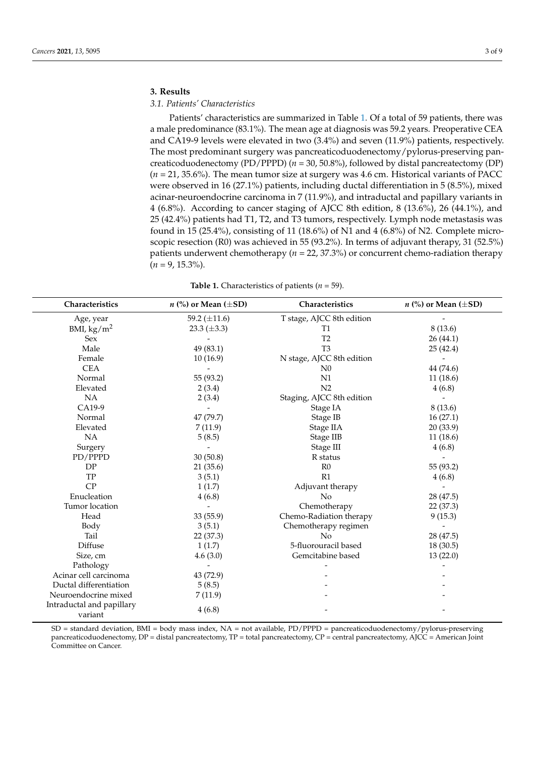## 3. Results

### 3.1. Patients' Characteristics

Patients' characteristics are summarized in Table 1. Of a total of 59 patients, there was a male predominance (83.1%). The mean age at diagnosis was 59.2 years. Preoperative CEA and CA19-9 levels were elevated in two (3.4%) and seven (11.9%) patients, respectively. The most predominant surgery was pancreaticoduodenectomy/pylorus-preserving pancreaticoduodenectomy (PD/PPPD) ($n$ = 30, 50.8%), followed by distal pancreatectomy (DP) ($n$ = 21, 35.6%). The mean tumor size at surgery was 4.6 cm. Historical variants of PACC were observed in 16 (27.1%) patients, including ductal differentiation in 5 (8.5%), mixed acinar-neuroendocrine carcinoma in 7 (11.9%), and intraductal and papillary variants in 4 (6.8%). According to cancer staging of AJCC 8th edition, 8 (13.6%), 26 (44.1%), and 25 (42.4%) patients had T1, T2, and T3 tumors, respectively. Lymph node metastasis was found in 15 (25.4%), consisting of 11 (18.6%) of N1 and 4 (6.8%) of N2. Complete microscopic resection (R0) was achieved in 55 (93.2%). In terms of adjuvant therapy, 31 (52.5%) patients underwent chemotherapy ($n$ = 22, 37.3%) or concurrent chemo-radiation therapy ($n$ = 9, 15.3%).

**Table 1.** Characteristics of patients ($n$ = 59).

| Characteristics | $n$ (%) or Mean (±SD) | Characteristics | $n$ (%) or Mean (±SD) |
|---|---|---|---|
| Age, year | 59.2 (±11.6) | T stage, AJCC 8th edition | - |
| BMI, kg/m$^2$ | 23.3 (±3.3) | T1 | 8 (13.6) |
| Sex | - | T2 | 26 (44.1) |
| Male | 49 (83.1) | T3 | 25 (42.4) |
| Female | 10 (16.9) | N stage, AJCC 8th edition | - |
| CEA | - | N0 | 44 (74.6) |
| Normal | 55 (93.2) | N1 | 11 (18.6) |
| Elevated | 2 (3.4) | N2 | 4 (6.8) |
| NA | 2 (3.4) | Staging, AJCC 8th edition | - |
| CA19-9 | - | Stage IA | 8 (13.6) |
| Normal | 47 (79.7) | Stage IB | 16 (27.1) |
| Elevated | 7 (11.9) | Stage IIA | 20 (33.9) |
| NA | 5 (8.5) | Stage IIB | 11 (18.6) |
| Surgery | - | Stage III | 4 (6.8) |
| PD/PPPD | 30 (50.8) | R status | - |
| DP | 21 (35.6) | R0 | 55 (93.2) |
| TP | 3 (5.1) | R1 | 4 (6.8) |
| CP | 1 (1.7) | Adjuvant therapy | - |
| Enucleation | 4 (6.8) | No | 28 (47.5) |
| Tumor location | - | Chemotherapy | 22 (37.3) |
| Head | 33 (55.9) | Chemo-Radiation therapy | 9 (15.3) |
| Body | 3 (5.1) | Chemotherapy regimen | - |
| Tail | 22 (37.3) | No | 28 (47.5) |
| Diffuse | 1 (1.7) | 5-fluorouracil based | 18 (30.5) |
| Size, cm | 4.6 (3.0) | Gemcitabine based | 13 (22.0) |
| Pathology | - | - | - |
| Acinar cell carcinoma | 43 (72.9) | - | - |
| Ductal differentiation | 5 (8.5) | - | - |
| Neuroendocrine mixed | 7 (11.9) | - | - |
| Intraductal and papillary variant | 4 (6.8) | - | - |

SD = standard deviation, BMI = body mass index, NA = not available, PD/PPPD = pancreaticoduodenectomy/pylorus-preserving pancreaticoduodenectomy, DP = distal pancreatectomy, TP = total pancreatectomy, CP = central pancreatectomy, AJCC = American Joint Committee on Cancer.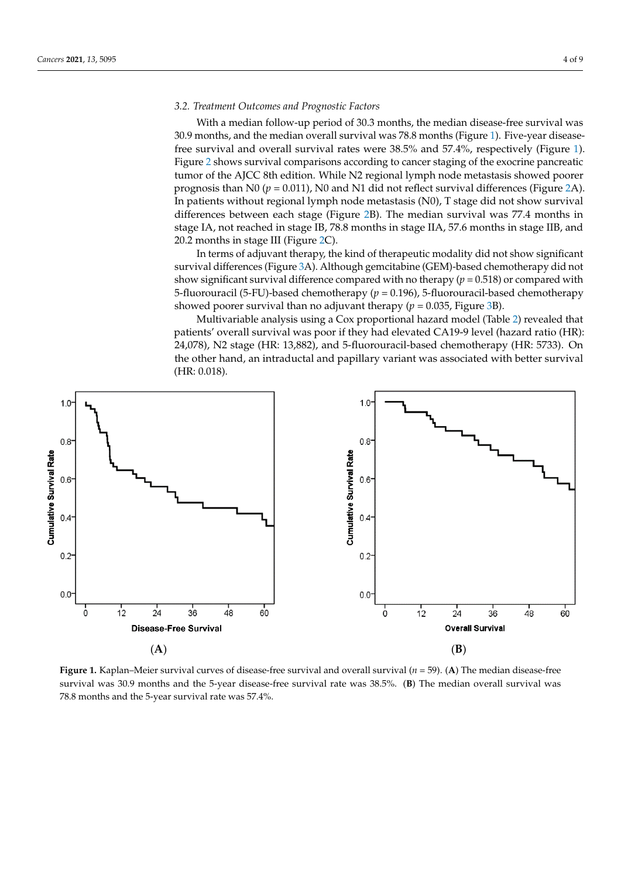### 3.2. Treatment Outcomes and Prognostic Factors

With a median follow-up period of 30.3 months, the median disease-free survival was 30.9 months, and the median overall survival was 78.8 months (Figure 1). Five-year disease-free survival and overall survival rates were 38.5% and 57.4%, respectively (Figure 1). Figure 2 shows survival comparisons according to cancer staging of the exocrine pancreatic tumor of the AJCC 8th edition. While N2 regional lymph node metastasis showed poorer prognosis than N0 ($p = 0.011$), N0 and N1 did not reflect survival differences (Figure 2A). In patients without regional lymph node metastasis (N0), T stage did not show survival differences between each stage (Figure 2B). The median survival was 77.4 months in stage IA, not reached in stage IB, 78.8 months in stage IIA, 57.6 months in stage IIB, and 20.2 months in stage III (Figure 2C).

In terms of adjuvant therapy, the kind of therapeutic modality did not show significant survival differences (Figure 3A). Although gemcitabine (GEM)-based chemotherapy did not show significant survival difference compared with no therapy ($p = 0.518$) or compared with 5-fluorouracil (5-FU)-based chemotherapy ($p = 0.196$), 5-fluorouracil-based chemotherapy showed poorer survival than no adjuvant therapy ($p = 0.035$, Figure 3B).

Multivariable analysis using a Cox proportional hazard model (Table 2) revealed that patients' overall survival was poor if they had elevated CA19-9 level (hazard ratio (HR): 24,078), N2 stage (HR: 13,882), and 5-fluorouracil-based chemotherapy (HR: 5733). On the other hand, an intraductal and papillary variant was associated with better survival (HR: 0.018).

**Figure 1.** Kaplan–Meier survival curves of disease-free survival and overall survival ($n = 59$). (**A**) The median disease-free survival was 30.9 months and the 5-year disease-free survival rate was 38.5%. (**B**) The median overall survival was 78.8 months and the 5-year survival rate was 57.4%.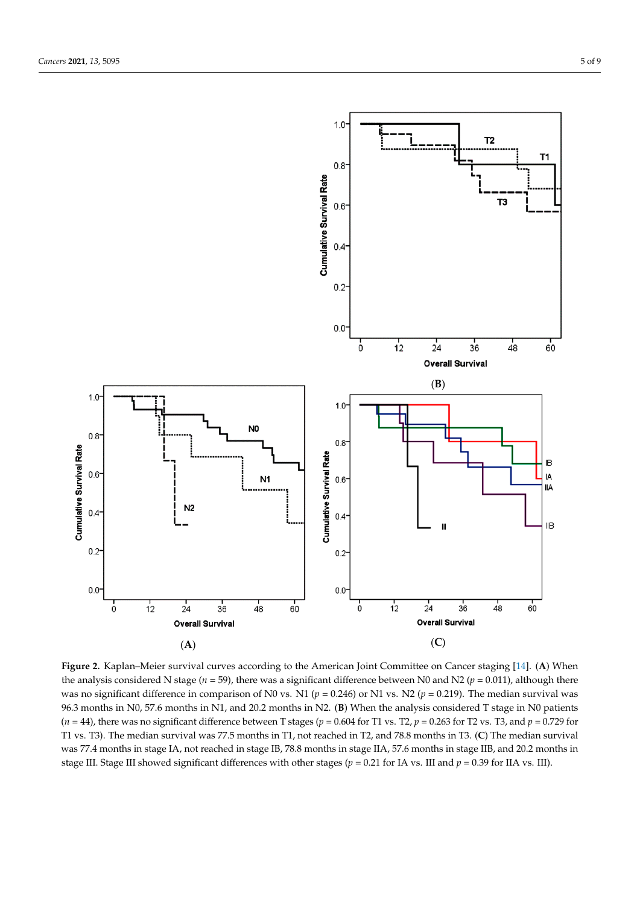**Figure 2.** Kaplan–Meier survival curves according to the American Joint Committee on Cancer staging [14]. (**A**) When the analysis considered N stage ($n$ = 59), there was a significant difference between N0 and N2 ($p$ = 0.011), although there was no significant difference in comparison of N0 vs. N1 ($p$ = 0.246) or N1 vs. N2 ($p$ = 0.219). The median survival was 96.3 months in N0, 57.6 months in N1, and 20.2 months in N2. (**B**) When the analysis considered T stage in N0 patients ($n$ = 44), there was no significant difference between T stages ($p$ = 0.604 for T1 vs. T2, $p$ = 0.263 for T2 vs. T3, and $p$ = 0.729 for T1 vs. T3). The median survival was 77.5 months in T1, not reached in T2, and 78.8 months in T3. (**C**) The median survival was 77.4 months in stage IA, not reached in stage IB, 78.8 months in stage IIA, 57.6 months in stage IIB, and 20.2 months in stage III. Stage III showed significant differences with other stages ($p$ = 0.21 for IA vs. III and $p$ = 0.39 for IIA vs. III).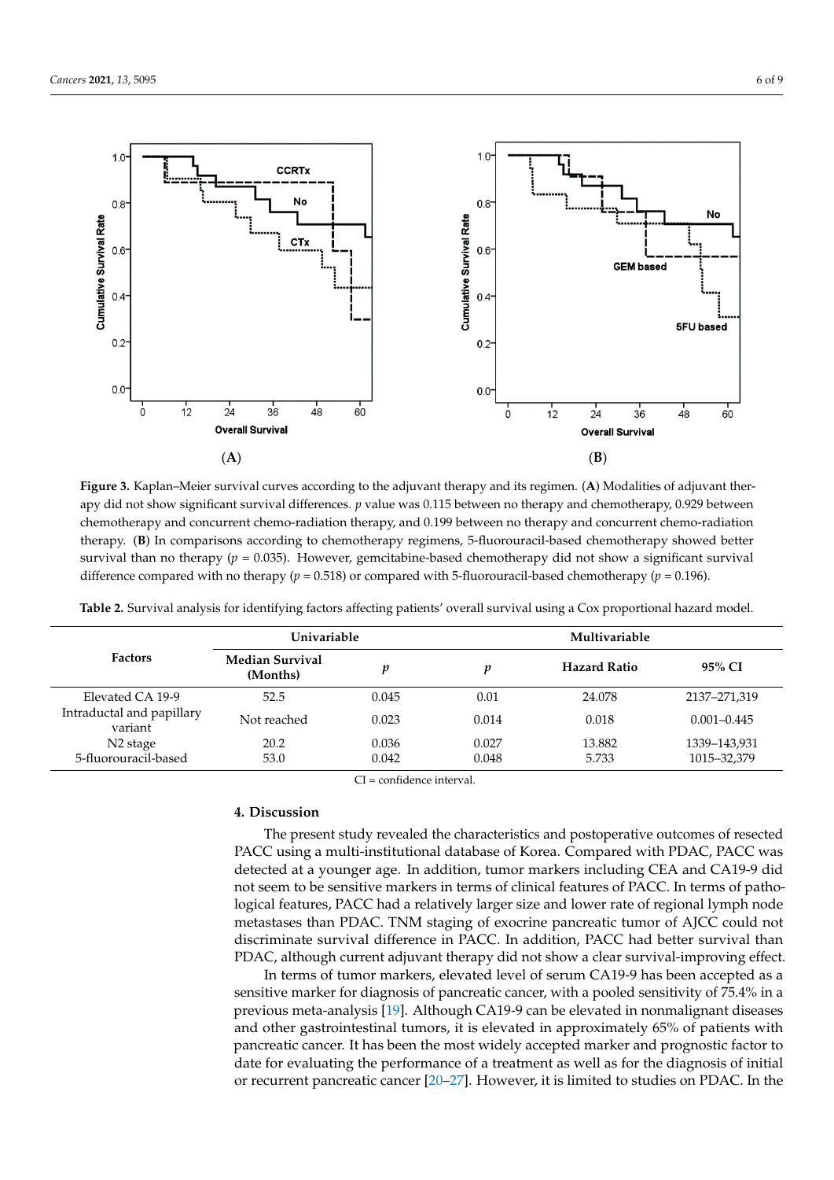**Figure 3.** Kaplan–Meier survival curves according to the adjuvant therapy and its regimen. (**A**) Modalities of adjuvant therapy did not show significant survival differences. $p$ value was 0.115 between no therapy and chemotherapy, 0.929 between chemotherapy and concurrent chemo-radiation therapy, and 0.199 between no therapy and concurrent chemo-radiation therapy. (**B**) In comparisons according to chemotherapy regimens, 5-fluorouracil-based chemotherapy showed better survival than no therapy ($p$ = 0.035). However, gemcitabine-based chemotherapy did not show a significant survival difference compared with no therapy ($p$ = 0.518) or compared with 5-fluorouracil-based chemotherapy ($p$ = 0.196).

**Table 2.** Survival analysis for identifying factors affecting patients' overall survival using a Cox proportional hazard model.

| Factors | Univariable | | Multivariable | | |
|---|---|---|---|---|---|
| | Median Survival (Months) | $p$ | $p$ | Hazard Ratio | 95% CI |
| Elevated CA 19-9 | 52.5 | 0.045 | 0.01 | 24.078 | 2137–271,319 |
| Intraductal and papillary variant | Not reached | 0.023 | 0.014 | 0.018 | 0.001–0.445 |
| N2 stage | 20.2 | 0.036 | 0.027 | 13.882 | 1339–143,931 |
| 5-fluorouracil-based | 53.0 | 0.042 | 0.048 | 5.733 | 1015–32,379 |

CI = confidence interval.

## 4. Discussion

The present study revealed the characteristics and postoperative outcomes of resected PACC using a multi-institutional database of Korea. Compared with PDAC, PACC was detected at a younger age. In addition, tumor markers including CEA and CA19-9 did not seem to be sensitive markers in terms of clinical features of PACC. In terms of pathological features, PACC had a relatively larger size and lower rate of regional lymph node metastases than PDAC. TNM staging of exocrine pancreatic tumor of AJCC could not discriminate survival difference in PACC. In addition, PACC had better survival than PDAC, although current adjuvant therapy did not show a clear survival-improving effect.

In terms of tumor markers, elevated level of serum CA19-9 has been accepted as a sensitive marker for diagnosis of pancreatic cancer, with a pooled sensitivity of 75.4% in a previous meta-analysis [19]. Although CA19-9 can be elevated in nonmalignant diseases and other gastrointestinal tumors, it is elevated in approximately 65% of patients with pancreatic cancer. It has been the most widely accepted marker and prognostic factor to date for evaluating the performance of a treatment as well as for the diagnosis of initial or recurrent pancreatic cancer [20–27]. However, it is limited to studies on PDAC. In the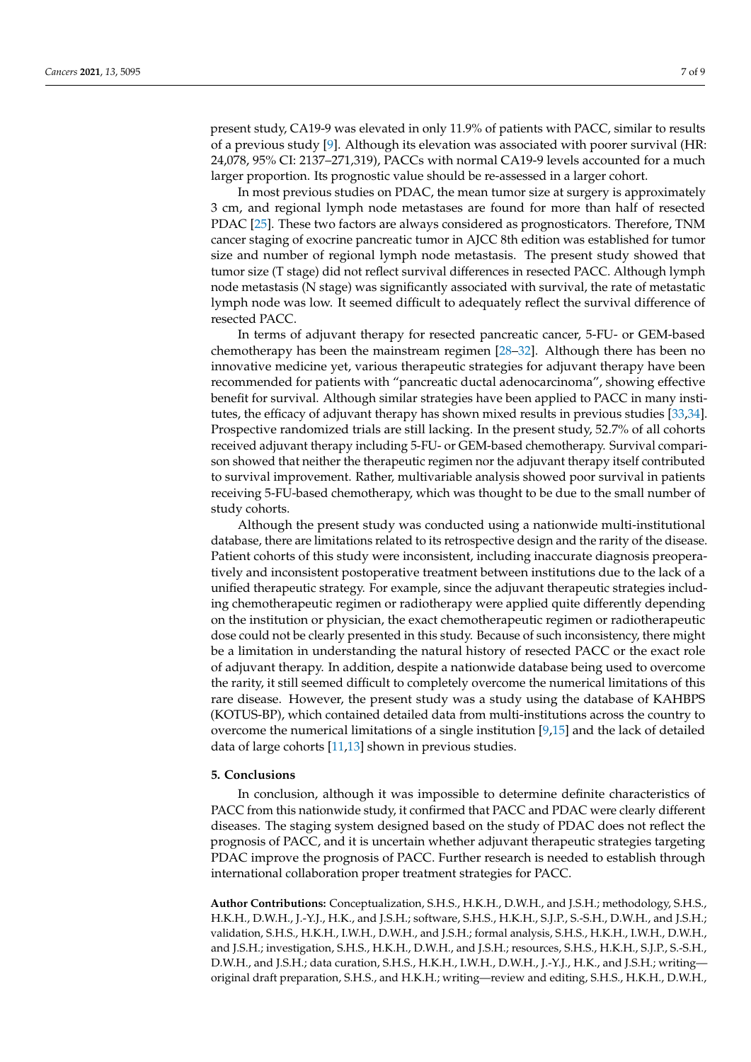present study, CA19-9 was elevated in only 11.9% of patients with PACC, similar to results of a previous study [9]. Although its elevation was associated with poorer survival (HR: 24,078, 95% CI: 2137–271,319), PACCs with normal CA19-9 levels accounted for a much larger proportion. Its prognostic value should be re-assessed in a larger cohort.

In most previous studies on PDAC, the mean tumor size at surgery is approximately 3 cm, and regional lymph node metastases are found for more than half of resected PDAC [25]. These two factors are always considered as prognosticators. Therefore, TNM cancer staging of exocrine pancreatic tumor in AJCC 8th edition was established for tumor size and number of regional lymph node metastasis. The present study showed that tumor size (T stage) did not reflect survival differences in resected PACC. Although lymph node metastasis (N stage) was significantly associated with survival, the rate of metastatic lymph node was low. It seemed difficult to adequately reflect the survival difference of resected PACC.

In terms of adjuvant therapy for resected pancreatic cancer, 5-FU- or GEM-based chemotherapy has been the mainstream regimen [28–32]. Although there has been no innovative medicine yet, various therapeutic strategies for adjuvant therapy have been recommended for patients with "pancreatic ductal adenocarcinoma", showing effective benefit for survival. Although similar strategies have been applied to PACC in many institutes, the efficacy of adjuvant therapy has shown mixed results in previous studies [33,34]. Prospective randomized trials are still lacking. In the present study, 52.7% of all cohorts received adjuvant therapy including 5-FU- or GEM-based chemotherapy. Survival comparison showed that neither the therapeutic regimen nor the adjuvant therapy itself contributed to survival improvement. Rather, multivariable analysis showed poor survival in patients receiving 5-FU-based chemotherapy, which was thought to be due to the small number of study cohorts.

Although the present study was conducted using a nationwide multi-institutional database, there are limitations related to its retrospective design and the rarity of the disease. Patient cohorts of this study were inconsistent, including inaccurate diagnosis preoperatively and inconsistent postoperative treatment between institutions due to the lack of a unified therapeutic strategy. For example, since the adjuvant therapeutic strategies including chemotherapeutic regimen or radiotherapy were applied quite differently depending on the institution or physician, the exact chemotherapeutic regimen or radiotherapeutic dose could not be clearly presented in this study. Because of such inconsistency, there might be a limitation in understanding the natural history of resected PACC or the exact role of adjuvant therapy. In addition, despite a nationwide database being used to overcome the rarity, it still seemed difficult to completely overcome the numerical limitations of this rare disease. However, the present study was a study using the database of KAHBPS (KOTUS-BP), which contained detailed data from multi-institutions across the country to overcome the numerical limitations of a single institution [9,15] and the lack of detailed data of large cohorts [11,13] shown in previous studies.

## 5. Conclusions

In conclusion, although it was impossible to determine definite characteristics of PACC from this nationwide study, it confirmed that PACC and PDAC were clearly different diseases. The staging system designed based on the study of PDAC does not reflect the prognosis of PACC, and it is uncertain whether adjuvant therapeutic strategies targeting PDAC improve the prognosis of PACC. Further research is needed to establish through international collaboration proper treatment strategies for PACC.

**Author Contributions:** Conceptualization, S.H.S., H.K.H., D.W.H., and J.S.H.; methodology, S.H.S., H.K.H., D.W.H., J.-Y.J., H.K., and J.S.H.; software, S.H.S., H.K.H., S.J.P., S.-S.H., D.W.H., and J.S.H.; validation, S.H.S., H.K.H., I.W.H., D.W.H., and J.S.H.; formal analysis, S.H.S., H.K.H., I.W.H., D.W.H., and J.S.H.; investigation, S.H.S., H.K.H., D.W.H., and J.S.H.; resources, S.H.S., H.K.H., S.J.P., S.-S.H., D.W.H., and J.S.H.; data curation, S.H.S., H.K.H., I.W.H., D.W.H., J.-Y.J., H.K., and J.S.H.; writing—original draft preparation, S.H.S., and H.K.H.; writing—review and editing, S.H.S., H.K.H., D.W.H.,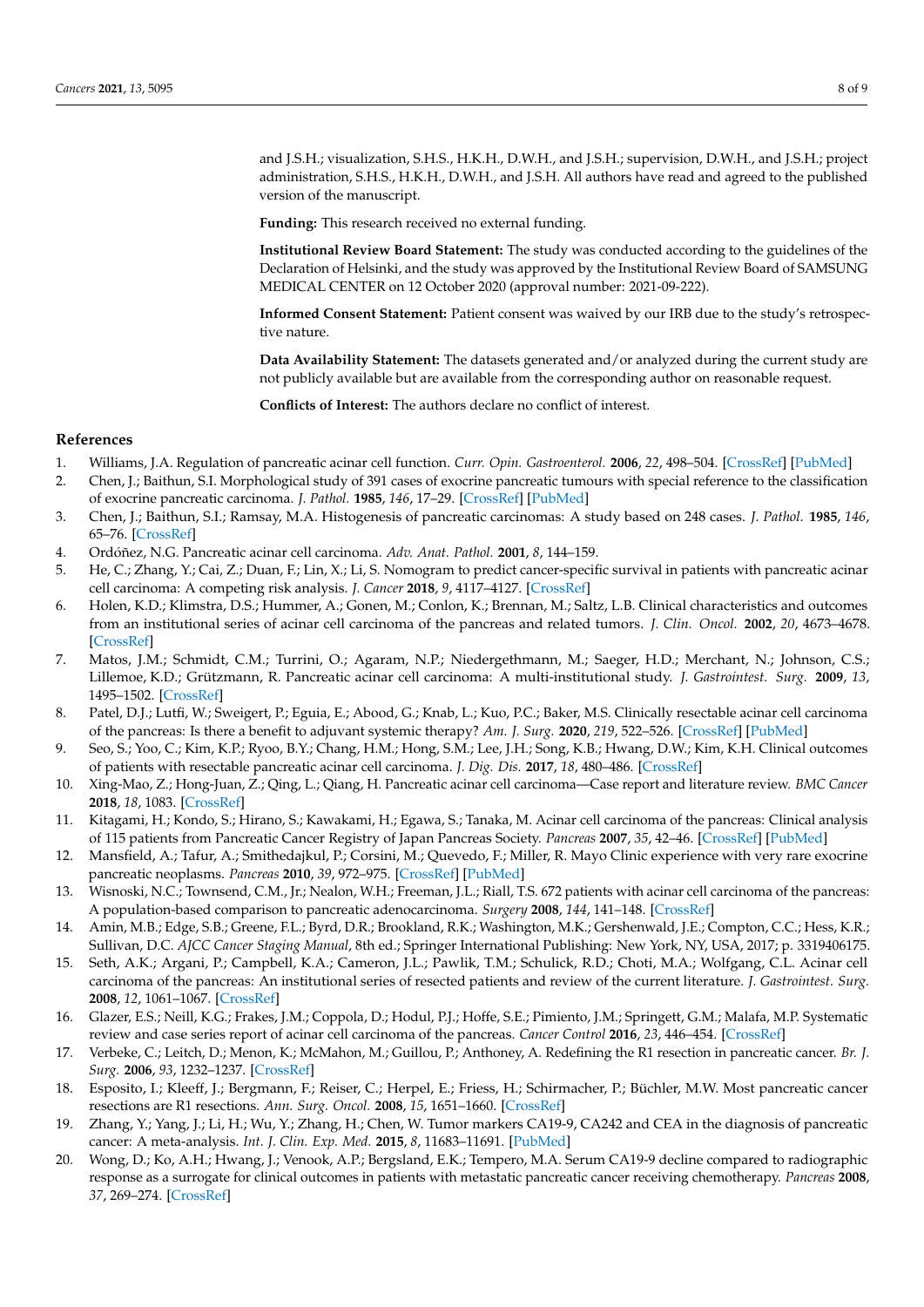and J.S.H.; visualization, S.H.S., H.K.H., D.W.H., and J.S.H.; supervision, D.W.H., and J.S.H.; project administration, S.H.S., H.K.H., D.W.H., and J.S.H. All authors have read and agreed to the published version of the manuscript.

**Funding:** This research received no external funding.

**Institutional Review Board Statement:** The study was conducted according to the guidelines of the Declaration of Helsinki, and the study was approved by the Institutional Review Board of SAMSUNG MEDICAL CENTER on 12 October 2020 (approval number: 2021-09-222).

**Informed Consent Statement:** Patient consent was waived by our IRB due to the study's retrospective nature.

**Data Availability Statement:** The datasets generated and/or analyzed during the current study are not publicly available but are available from the corresponding author on reasonable request.

**Conflicts of Interest:** The authors declare no conflict of interest.

## References

1. Williams, J.A. Regulation of pancreatic acinar cell function. *Curr. Opin. Gastroenterol.* **2006**, *22*, 498–504. [CrossRef] [PubMed]
2. Chen, J.; Baithun, S.I. Morphological study of 391 cases of exocrine pancreatic tumours with special reference to the classification of exocrine pancreatic carcinoma. *J. Pathol.* **1985**, *146*, 17–29. [CrossRef] [PubMed]
3. Chen, J.; Baithun, S.I.; Ramsay, M.A. Histogenesis of pancreatic carcinomas: A study based on 248 cases. *J. Pathol.* **1985**, *146*, 65–76. [CrossRef]
4. Ordóñez, N.G. Pancreatic acinar cell carcinoma. *Adv. Anat. Pathol.* **2001**, *8*, 144–159.
5. He, C.; Zhang, Y.; Cai, Z.; Duan, F.; Lin, X.; Li, S. Nomogram to predict cancer-specific survival in patients with pancreatic acinar cell carcinoma: A competing risk analysis. *J. Cancer* **2018**, *9*, 4117–4127. [CrossRef]
6. Holen, K.D.; Klimstra, D.S.; Hummer, A.; Gonen, M.; Conlon, K.; Brennan, M.; Saltz, L.B. Clinical characteristics and outcomes from an institutional series of acinar cell carcinoma of the pancreas and related tumors. *J. Clin. Oncol.* **2002**, *20*, 4673–4678. [CrossRef]
7. Matos, J.M.; Schmidt, C.M.; Turrini, O.; Agaram, N.P.; Niedergethmann, M.; Saeger, H.D.; Merchant, N.; Johnson, C.S.; Lillemoe, K.D.; Grützmann, R. Pancreatic acinar cell carcinoma: A multi-institutional study. *J. Gastrointest. Surg.* **2009**, *13*, 1495–1502. [CrossRef]
8. Patel, D.J.; Lutfi, W.; Sweigert, P.; Eguia, E.; Abood, G.; Knab, L.; Kuo, P.C.; Baker, M.S. Clinically resectable acinar cell carcinoma of the pancreas: Is there a benefit to adjuvant systemic therapy? *Am. J. Surg.* **2020**, *219*, 522–526. [CrossRef] [PubMed]
9. Seo, S.; Yoo, C.; Kim, K.P.; Ryoo, B.Y.; Chang, H.M.; Hong, S.M.; Lee, J.H.; Song, K.B.; Hwang, D.W.; Kim, K.H. Clinical outcomes of patients with resectable pancreatic acinar cell carcinoma. *J. Dig. Dis.* **2017**, *18*, 480–486. [CrossRef]
10. Xing-Mao, Z.; Hong-Juan, Z.; Qing, L.; Qiang, H. Pancreatic acinar cell carcinoma—Case report and literature review. *BMC Cancer* **2018**, *18*, 1083. [CrossRef]
11. Kitagami, H.; Kondo, S.; Hirano, S.; Kawakami, H.; Egawa, S.; Tanaka, M. Acinar cell carcinoma of the pancreas: Clinical analysis of 115 patients from Pancreatic Cancer Registry of Japan Pancreas Society. *Pancreas* **2007**, *35*, 42–46. [CrossRef] [PubMed]
12. Mansfield, A.; Tafur, A.; Smithedajkul, P.; Corsini, M.; Quevedo, F.; Miller, R. Mayo Clinic experience with very rare exocrine pancreatic neoplasms. *Pancreas* **2010**, *39*, 972–975. [CrossRef] [PubMed]
13. Wisnoski, N.C.; Townsend, C.M., Jr.; Nealon, W.H.; Freeman, J.L.; Riall, T.S. 672 patients with acinar cell carcinoma of the pancreas: A population-based comparison to pancreatic adenocarcinoma. *Surgery* **2008**, *144*, 141–148. [CrossRef]
14. Amin, M.B.; Edge, S.B.; Greene, F.L.; Byrd, D.R.; Brookland, R.K.; Washington, M.K.; Gershenwald, J.E.; Compton, C.C.; Hess, K.R.; Sullivan, D.C. *AJCC Cancer Staging Manual*, 8th ed.; Springer International Publishing: New York, NY, USA, 2017; p. 3319406175.
15. Seth, A.K.; Argani, P.; Campbell, K.A.; Cameron, J.L.; Pawlik, T.M.; Schulick, R.D.; Choti, M.A.; Wolfgang, C.L. Acinar cell carcinoma of the pancreas: An institutional series of resected patients and review of the current literature. *J. Gastrointest. Surg.* **2008**, *12*, 1061–1067. [CrossRef]
16. Glazer, E.S.; Neill, K.G.; Frakes, J.M.; Coppola, D.; Hodul, P.J.; Hoffe, S.E.; Pimiento, J.M.; Springett, G.M.; Malafa, M.P. Systematic review and case series report of acinar cell carcinoma of the pancreas. *Cancer Control* **2016**, *23*, 446–454. [CrossRef]
17. Verbeke, C.; Leitch, D.; Menon, K.; McMahon, M.; Guillou, P.; Anthoney, A. Redefining the R1 resection in pancreatic cancer. *Br. J. Surg.* **2006**, *93*, 1232–1237. [CrossRef]
18. Esposito, I.; Kleeff, J.; Bergmann, F.; Reiser, C.; Herpel, E.; Friess, H.; Schirmacher, P.; Büchler, M.W. Most pancreatic cancer resections are R1 resections. *Ann. Surg. Oncol.* **2008**, *15*, 1651–1660. [CrossRef]
19. Zhang, Y.; Yang, J.; Li, H.; Wu, Y.; Zhang, H.; Chen, W. Tumor markers CA19-9, CA242 and CEA in the diagnosis of pancreatic cancer: A meta-analysis. *Int. J. Clin. Exp. Med.* **2015**, *8*, 11683–11691. [PubMed]
20. Wong, D.; Ko, A.H.; Hwang, J.; Venook, A.P.; Bergsland, E.K.; Tempero, M.A. Serum CA19-9 decline compared to radiographic response as a surrogate for clinical outcomes in patients with metastatic pancreatic cancer receiving chemotherapy. *Pancreas* **2008**, *37*, 269–274. [CrossRef]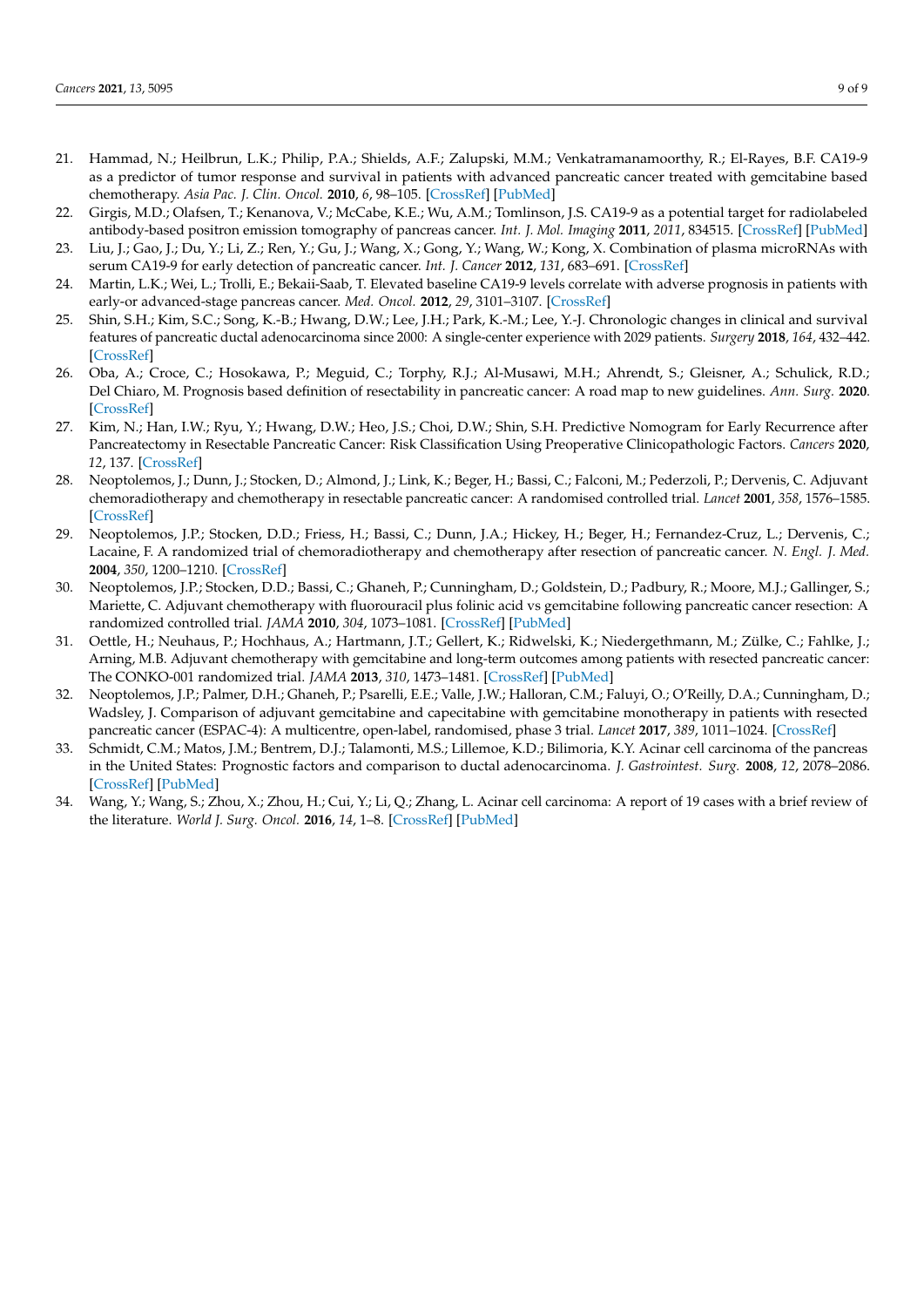21. Hammad, N.; Heilbrun, L.K.; Philip, P.A.; Shields, A.F.; Zalupski, M.M.; Venkatramanamoorthy, R.; El-Rayes, B.F. CA19-9 as a predictor of tumor response and survival in patients with advanced pancreatic cancer treated with gemcitabine based chemotherapy. *Asia Pac. J. Clin. Oncol.* **2010**, *6*, 98–105. [CrossRef] [PubMed]
22. Girgis, M.D.; Olafsen, T.; Kenanova, V.; McCabe, K.E.; Wu, A.M.; Tomlinson, J.S. CA19-9 as a potential target for radiolabeled antibody-based positron emission tomography of pancreas cancer. *Int. J. Mol. Imaging* **2011**, *2011*, 834515. [CrossRef] [PubMed]
23. Liu, J.; Gao, J.; Du, Y.; Li, Z.; Ren, Y.; Gu, J.; Wang, X.; Gong, Y.; Wang, W.; Kong, X. Combination of plasma microRNAs with serum CA19-9 for early detection of pancreatic cancer. *Int. J. Cancer* **2012**, *131*, 683–691. [CrossRef]
24. Martin, L.K.; Wei, L.; Trolli, E.; Bekaii-Saab, T. Elevated baseline CA19-9 levels correlate with adverse prognosis in patients with early-or advanced-stage pancreas cancer. *Med. Oncol.* **2012**, *29*, 3101–3107. [CrossRef]
25. Shin, S.H.; Kim, S.C.; Song, K.-B.; Hwang, D.W.; Lee, J.H.; Park, K.-M.; Lee, Y.-J. Chronologic changes in clinical and survival features of pancreatic ductal adenocarcinoma since 2000: A single-center experience with 2029 patients. *Surgery* **2018**, *164*, 432–442. [CrossRef]
26. Oba, A.; Croce, C.; Hosokawa, P.; Meguid, C.; Torphy, R.J.; Al-Musawi, M.H.; Ahrendt, S.; Gleisner, A.; Schulick, R.D.; Del Chiaro, M. Prognosis based definition of resectability in pancreatic cancer: A road map to new guidelines. *Ann. Surg.* **2020**. [CrossRef]
27. Kim, N.; Han, I.W.; Ryu, Y.; Hwang, D.W.; Heo, J.S.; Choi, D.W.; Shin, S.H. Predictive Nomogram for Early Recurrence after Pancreatectomy in Resectable Pancreatic Cancer: Risk Classification Using Preoperative Clinicopathologic Factors. *Cancers* **2020**, *12*, 137. [CrossRef]
28. Neoptolemos, J.; Dunn, J.; Stocken, D.; Almond, J.; Link, K.; Beger, H.; Bassi, C.; Falconi, M.; Pederzoli, P.; Dervenis, C. Adjuvant chemoradiotherapy and chemotherapy in resectable pancreatic cancer: A randomised controlled trial. *Lancet* **2001**, *358*, 1576–1585. [CrossRef]
29. Neoptolemos, J.P.; Stocken, D.D.; Friess, H.; Bassi, C.; Dunn, J.A.; Hickey, H.; Beger, H.; Fernandez-Cruz, L.; Dervenis, C.; Lacaine, F. A randomized trial of chemoradiotherapy and chemotherapy after resection of pancreatic cancer. *N. Engl. J. Med.* **2004**, *350*, 1200–1210. [CrossRef]
30. Neoptolemos, J.P.; Stocken, D.D.; Bassi, C.; Ghaneh, P.; Cunningham, D.; Goldstein, D.; Padbury, R.; Moore, M.J.; Gallinger, S.; Mariette, C. Adjuvant chemotherapy with fluorouracil plus folinic acid vs gemcitabine following pancreatic cancer resection: A randomized controlled trial. *JAMA* **2010**, *304*, 1073–1081. [CrossRef] [PubMed]
31. Oettle, H.; Neuhaus, P.; Hochhaus, A.; Hartmann, J.T.; Gellert, K.; Ridwelski, K.; Niedergethmann, M.; Zülke, C.; Fahlke, J.; Arning, M.B. Adjuvant chemotherapy with gemcitabine and long-term outcomes among patients with resected pancreatic cancer: The CONKO-001 randomized trial. *JAMA* **2013**, *310*, 1473–1481. [CrossRef] [PubMed]
32. Neoptolemos, J.P.; Palmer, D.H.; Ghaneh, P.; Psarelli, E.E.; Valle, J.W.; Halloran, C.M.; Faluyi, O.; O'Reilly, D.A.; Cunningham, D.; Wadsley, J. Comparison of adjuvant gemcitabine and capecitabine with gemcitabine monotherapy in patients with resected pancreatic cancer (ESPAC-4): A multicentre, open-label, randomised, phase 3 trial. *Lancet* **2017**, *389*, 1011–1024. [CrossRef]
33. Schmidt, C.M.; Matos, J.M.; Bentrem, D.J.; Talamonti, M.S.; Lillemoe, K.D.; Bilimoria, K.Y. Acinar cell carcinoma of the pancreas in the United States: Prognostic factors and comparison to ductal adenocarcinoma. *J. Gastrointest. Surg.* **2008**, *12*, 2078–2086. [CrossRef] [PubMed]
34. Wang, Y.; Wang, S.; Zhou, X.; Zhou, H.; Cui, Y.; Li, Q.; Zhang, L. Acinar cell carcinoma: A report of 19 cases with a brief review of the literature. *World J. Surg. Oncol.* **2016**, *14*, 1–8. [CrossRef] [PubMed]